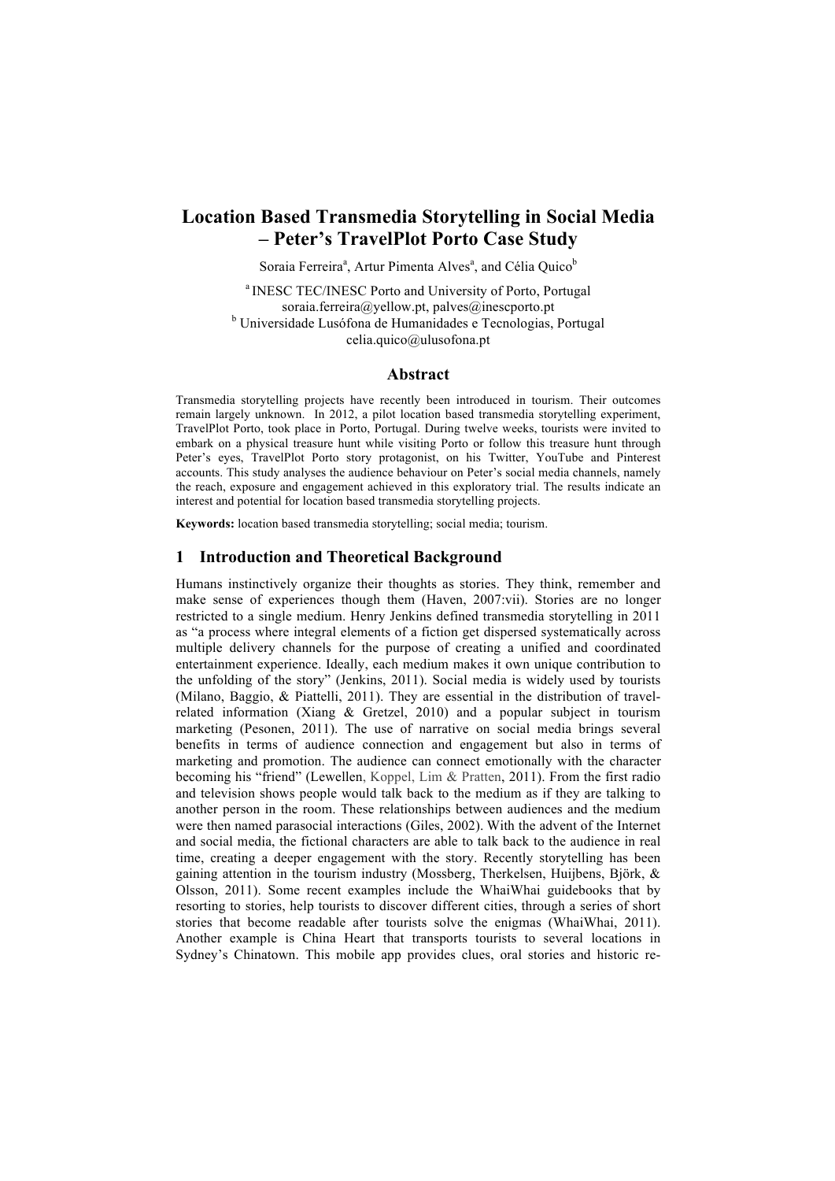# Location Based Transmedia Storytelling in Social Media – Peter's TravelPlot Porto Case Study

Soraia Ferreira[a], Artur Pimenta Alves[a], and Célia Quico[b]

[a] INESC TEC/INESC Porto and University of Porto, Portugal
soraia.ferreira@yellow.pt, palves@inescporto.pt
[b] Universidade Lusófona de Humanidades e Tecnologias, Portugal
celia.quico@ulusofona.pt

## Abstract

Transmedia storytelling projects have recently been introduced in tourism. Their outcomes remain largely unknown. In 2012, a pilot location based transmedia storytelling experiment, TravelPlot Porto, took place in Porto, Portugal. During twelve weeks, tourists were invited to embark on a physical treasure hunt while visiting Porto or follow this treasure hunt through Peter's eyes, TravelPlot Porto story protagonist, on his Twitter, YouTube and Pinterest accounts. This study analyses the audience behaviour on Peter's social media channels, namely the reach, exposure and engagement achieved in this exploratory trial. The results indicate an interest and potential for location based transmedia storytelling projects.

**Keywords:** location based transmedia storytelling; social media; tourism.

## 1 Introduction and Theoretical Background

Humans instinctively organize their thoughts as stories. They think, remember and make sense of experiences though them (Haven, 2007:vii). Stories are no longer restricted to a single medium. Henry Jenkins defined transmedia storytelling in 2011 as "a process where integral elements of a fiction get dispersed systematically across multiple delivery channels for the purpose of creating a unified and coordinated entertainment experience. Ideally, each medium makes it own unique contribution to the unfolding of the story" (Jenkins, 2011). Social media is widely used by tourists (Milano, Baggio, & Piattelli, 2011). They are essential in the distribution of travel-related information (Xiang & Gretzel, 2010) and a popular subject in tourism marketing (Pesonen, 2011). The use of narrative on social media brings several benefits in terms of audience connection and engagement but also in terms of marketing and promotion. The audience can connect emotionally with the character becoming his "friend" (Lewellen, Koppel, Lim & Pratten, 2011). From the first radio and television shows people would talk back to the medium as if they are talking to another person in the room. These relationships between audiences and the medium were then named parasocial interactions (Giles, 2002). With the advent of the Internet and social media, the fictional characters are able to talk back to the audience in real time, creating a deeper engagement with the story. Recently storytelling has been gaining attention in the tourism industry (Mossberg, Therkelsen, Huijbens, Björk, & Olsson, 2011). Some recent examples include the WhaiWhai guidebooks that by resorting to stories, help tourists to discover different cities, through a series of short stories that become readable after tourists solve the enigmas (WhaiWhai, 2011). Another example is China Heart that transports tourists to several locations in Sydney's Chinatown. This mobile app provides clues, oral stories and historic re-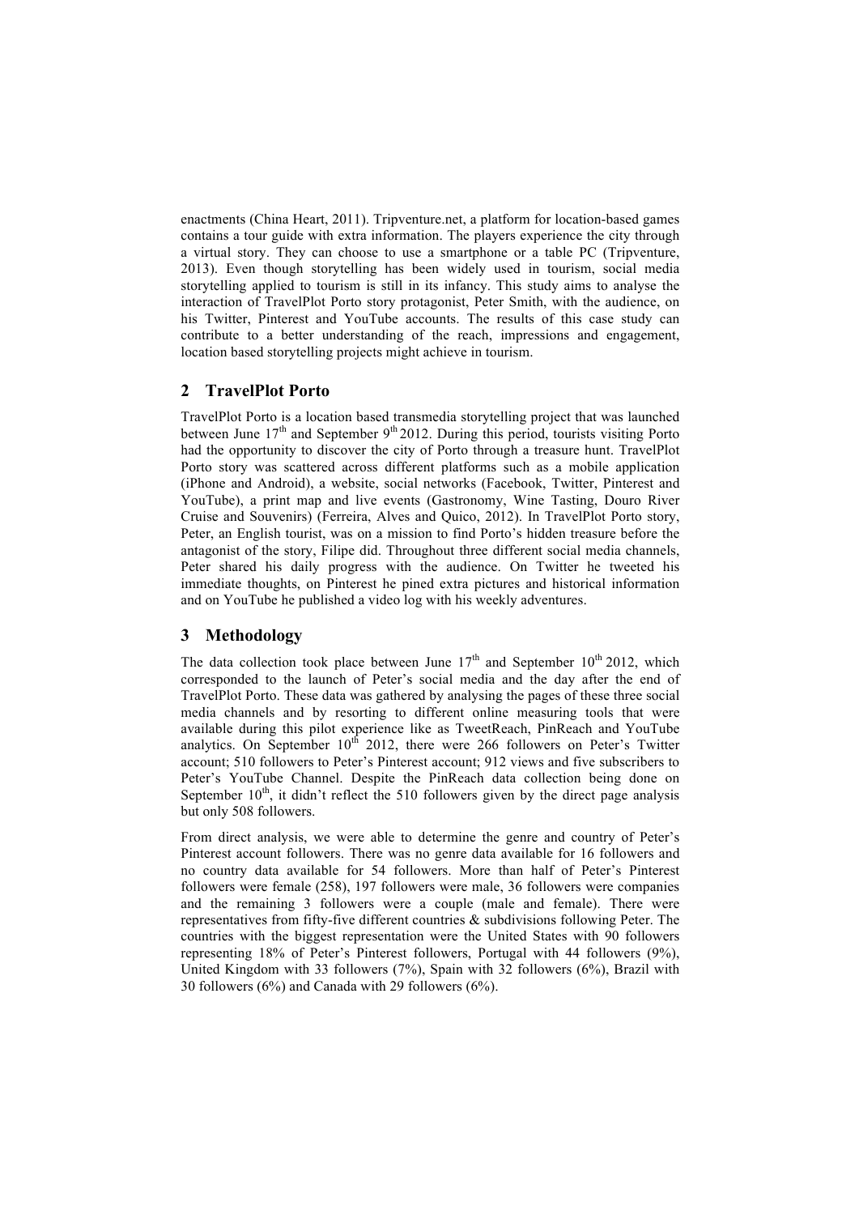enactments (China Heart, 2011). Tripventure.net, a platform for location-based games contains a tour guide with extra information. The players experience the city through a virtual story. They can choose to use a smartphone or a table PC (Tripventure, 2013). Even though storytelling has been widely used in tourism, social media storytelling applied to tourism is still in its infancy. This study aims to analyse the interaction of TravelPlot Porto story protagonist, Peter Smith, with the audience, on his Twitter, Pinterest and YouTube accounts. The results of this case study can contribute to a better understanding of the reach, impressions and engagement, location based storytelling projects might achieve in tourism.

## 2 TravelPlot Porto

TravelPlot Porto is a location based transmedia storytelling project that was launched between June 17th and September 9th 2012. During this period, tourists visiting Porto had the opportunity to discover the city of Porto through a treasure hunt. TravelPlot Porto story was scattered across different platforms such as a mobile application (iPhone and Android), a website, social networks (Facebook, Twitter, Pinterest and YouTube), a print map and live events (Gastronomy, Wine Tasting, Douro River Cruise and Souvenirs) (Ferreira, Alves and Quico, 2012). In TravelPlot Porto story, Peter, an English tourist, was on a mission to find Porto's hidden treasure before the antagonist of the story, Filipe did. Throughout three different social media channels, Peter shared his daily progress with the audience. On Twitter he tweeted his immediate thoughts, on Pinterest he pined extra pictures and historical information and on YouTube he published a video log with his weekly adventures.

## 3 Methodology

The data collection took place between June 17th and September 10th 2012, which corresponded to the launch of Peter's social media and the day after the end of TravelPlot Porto. These data was gathered by analysing the pages of these three social media channels and by resorting to different online measuring tools that were available during this pilot experience like as TweetReach, PinReach and YouTube analytics. On September 10th 2012, there were 266 followers on Peter's Twitter account; 510 followers to Peter's Pinterest account; 912 views and five subscribers to Peter's YouTube Channel. Despite the PinReach data collection being done on September 10th, it didn't reflect the 510 followers given by the direct page analysis but only 508 followers.

From direct analysis, we were able to determine the genre and country of Peter's Pinterest account followers. There was no genre data available for 16 followers and no country data available for 54 followers. More than half of Peter's Pinterest followers were female (258), 197 followers were male, 36 followers were companies and the remaining 3 followers were a couple (male and female). There were representatives from fifty-five different countries & subdivisions following Peter. The countries with the biggest representation were the United States with 90 followers representing 18% of Peter's Pinterest followers, Portugal with 44 followers (9%), United Kingdom with 33 followers (7%), Spain with 32 followers (6%), Brazil with 30 followers (6%) and Canada with 29 followers (6%).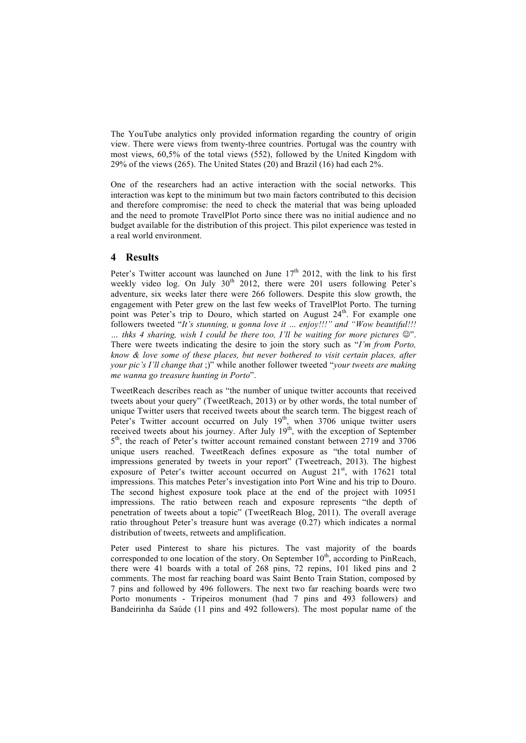The YouTube analytics only provided information regarding the country of origin view. There were views from twenty-three countries. Portugal was the country with most views, 60,5% of the total views (552), followed by the United Kingdom with 29% of the views (265). The United States (20) and Brazil (16) had each 2%.

One of the researchers had an active interaction with the social networks. This interaction was kept to the minimum but two main factors contributed to this decision and therefore compromise: the need to check the material that was being uploaded and the need to promote TravelPlot Porto since there was no initial audience and no budget available for the distribution of this project. This pilot experience was tested in a real world environment.

## 4 Results

Peter's Twitter account was launched on June 17th 2012, with the link to his first weekly video log. On July 30th 2012, there were 201 users following Peter's adventure, six weeks later there were 266 followers. Despite this slow growth, the engagement with Peter grew on the last few weeks of TravelPlot Porto. The turning point was Peter's trip to Douro, which started on August 24th. For example one followers tweeted "*It's stunning, u gonna love it … enjoy!!!" and "Wow beautiful!!! … thks 4 sharing, wish I could be there too, I'll be waiting for more pictures* ☺". There were tweets indicating the desire to join the story such as "*I'm from Porto, know & love some of these places, but never bothered to visit certain places, after your pic's I'll change that* ;)" while another follower tweeted "*your tweets are making me wanna go treasure hunting in Porto*".

TweetReach describes reach as "the number of unique twitter accounts that received tweets about your query" (TweetReach, 2013) or by other words, the total number of unique Twitter users that received tweets about the search term. The biggest reach of Peter's Twitter account occurred on July 19th, when 3706 unique twitter users received tweets about his journey. After July 19th, with the exception of September 5th, the reach of Peter's twitter account remained constant between 2719 and 3706 unique users reached. TweetReach defines exposure as "the total number of impressions generated by tweets in your report" (Tweetreach, 2013). The highest exposure of Peter's twitter account occurred on August 21st, with 17621 total impressions. This matches Peter's investigation into Port Wine and his trip to Douro. The second highest exposure took place at the end of the project with 10951 impressions. The ratio between reach and exposure represents "the depth of penetration of tweets about a topic" (TweetReach Blog, 2011). The overall average ratio throughout Peter's treasure hunt was average (0.27) which indicates a normal distribution of tweets, retweets and amplification.

Peter used Pinterest to share his pictures. The vast majority of the boards corresponded to one location of the story. On September 10th, according to PinReach, there were 41 boards with a total of 268 pins, 72 repins, 101 liked pins and 2 comments. The most far reaching board was Saint Bento Train Station, composed by 7 pins and followed by 496 followers. The next two far reaching boards were two Porto monuments - Tripeiros monument (had 7 pins and 493 followers) and Bandeirinha da Saúde (11 pins and 492 followers). The most popular name of the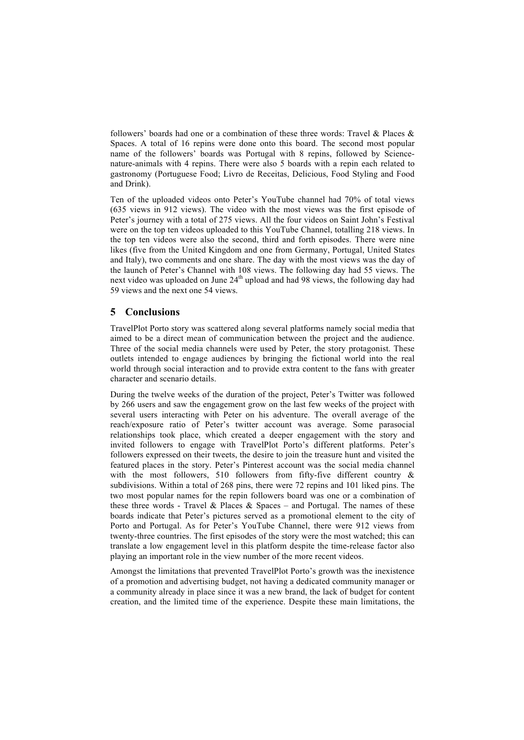followers' boards had one or a combination of these three words: Travel & Places & Spaces. A total of 16 repins were done onto this board. The second most popular name of the followers' boards was Portugal with 8 repins, followed by Science-nature-animals with 4 repins. There were also 5 boards with a repin each related to gastronomy (Portuguese Food; Livro de Receitas, Delicious, Food Styling and Food and Drink).

Ten of the uploaded videos onto Peter's YouTube channel had 70% of total views (635 views in 912 views). The video with the most views was the first episode of Peter's journey with a total of 275 views. All the four videos on Saint John's Festival were on the top ten videos uploaded to this YouTube Channel, totalling 218 views. In the top ten videos were also the second, third and forth episodes. There were nine likes (five from the United Kingdom and one from Germany, Portugal, United States and Italy), two comments and one share. The day with the most views was the day of the launch of Peter's Channel with 108 views. The following day had 55 views. The next video was uploaded on June 24th upload and had 98 views, the following day had 59 views and the next one 54 views.

## 5 Conclusions

TravelPlot Porto story was scattered along several platforms namely social media that aimed to be a direct mean of communication between the project and the audience. Three of the social media channels were used by Peter, the story protagonist. These outlets intended to engage audiences by bringing the fictional world into the real world through social interaction and to provide extra content to the fans with greater character and scenario details.

During the twelve weeks of the duration of the project, Peter's Twitter was followed by 266 users and saw the engagement grow on the last few weeks of the project with several users interacting with Peter on his adventure. The overall average of the reach/exposure ratio of Peter's twitter account was average. Some parasocial relationships took place, which created a deeper engagement with the story and invited followers to engage with TravelPlot Porto's different platforms. Peter's followers expressed on their tweets, the desire to join the treasure hunt and visited the featured places in the story. Peter's Pinterest account was the social media channel with the most followers, 510 followers from fifty-five different country & subdivisions. Within a total of 268 pins, there were 72 repins and 101 liked pins. The two most popular names for the repin followers board was one or a combination of these three words - Travel & Places & Spaces – and Portugal. The names of these boards indicate that Peter's pictures served as a promotional element to the city of Porto and Portugal. As for Peter's YouTube Channel, there were 912 views from twenty-three countries. The first episodes of the story were the most watched; this can translate a low engagement level in this platform despite the time-release factor also playing an important role in the view number of the more recent videos.

Amongst the limitations that prevented TravelPlot Porto's growth was the inexistence of a promotion and advertising budget, not having a dedicated community manager or a community already in place since it was a new brand, the lack of budget for content creation, and the limited time of the experience. Despite these main limitations, the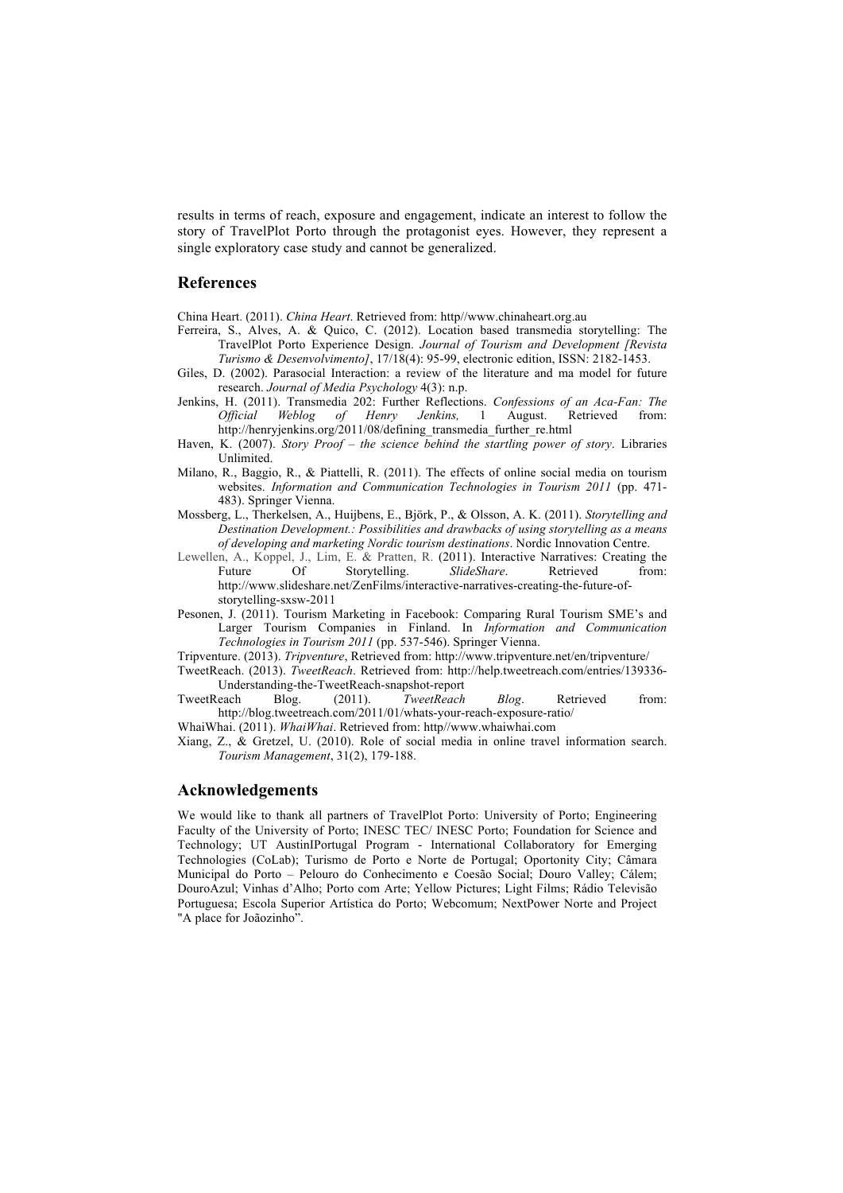results in terms of reach, exposure and engagement, indicate an interest to follow the story of TravelPlot Porto through the protagonist eyes. However, they represent a single exploratory case study and cannot be generalized.

## References

China Heart. (2011). *China Heart*. Retrieved from: http//www.chinaheart.org.au

Ferreira, S., Alves, A. & Quico, C. (2012). Location based transmedia storytelling: The TravelPlot Porto Experience Design. *Journal of Tourism and Development [Revista Turismo & Desenvolvimento]*, 17/18(4): 95-99, electronic edition, ISSN: 2182-1453.

Giles, D. (2002). Parasocial Interaction: a review of the literature and ma model for future research. *Journal of Media Psychology* 4(3): n.p.

Jenkins, H. (2011). Transmedia 202: Further Reflections. *Confessions of an Aca-Fan: The Official Weblog of Henry Jenkins,* 1 August. Retrieved from: http://henryjenkins.org/2011/08/defining_transmedia_further_re.html

Haven, K. (2007). *Story Proof – the science behind the startling power of story*. Libraries Unlimited.

Milano, R., Baggio, R., & Piattelli, R. (2011). The effects of online social media on tourism websites. *Information and Communication Technologies in Tourism 2011* (pp. 471-483). Springer Vienna.

Mossberg, L., Therkelsen, A., Huijbens, E., Björk, P., & Olsson, A. K. (2011). *Storytelling and Destination Development.: Possibilities and drawbacks of using storytelling as a means of developing and marketing Nordic tourism destinations*. Nordic Innovation Centre.

Lewellen, A., Koppel, J., Lim, E. & Pratten, R. (2011). Interactive Narratives: Creating the Future Of Storytelling. *SlideShare*. Retrieved from: http://www.slideshare.net/ZenFilms/interactive-narratives-creating-the-future-of-storytelling-sxsw-2011

Pesonen, J. (2011). Tourism Marketing in Facebook: Comparing Rural Tourism SME's and Larger Tourism Companies in Finland. In *Information and Communication Technologies in Tourism 2011* (pp. 537-546). Springer Vienna.

Tripventure. (2013). *Tripventure*, Retrieved from: http://www.tripventure.net/en/tripventure/

TweetReach. (2013). *TweetReach*. Retrieved from: http://help.tweetreach.com/entries/139336-Understanding-the-TweetReach-snapshot-report

TweetReach Blog. (2011). *TweetReach Blog*. Retrieved from: http://blog.tweetreach.com/2011/01/whats-your-reach-exposure-ratio/

WhaiWhai. (2011). *WhaiWhai*. Retrieved from: http//www.whaiwhai.com

Xiang, Z., & Gretzel, U. (2010). Role of social media in online travel information search. *Tourism Management*, 31(2), 179-188.

## Acknowledgements

We would like to thank all partners of TravelPlot Porto: University of Porto; Engineering Faculty of the University of Porto; INESC TEC/ INESC Porto; Foundation for Science and Technology; UT AustinIPortugal Program - International Collaboratory for Emerging Technologies (CoLab); Turismo de Porto e Norte de Portugal; Oportonity City; Câmara Municipal do Porto – Pelouro do Conhecimento e Coesão Social; Douro Valley; Cálem; DouroAzul; Vinhas d'Alho; Porto com Arte; Yellow Pictures; Light Films; Rádio Televisão Portuguesa; Escola Superior Artística do Porto; Webcomum; NextPower Norte and Project "A place for Joãozinho".